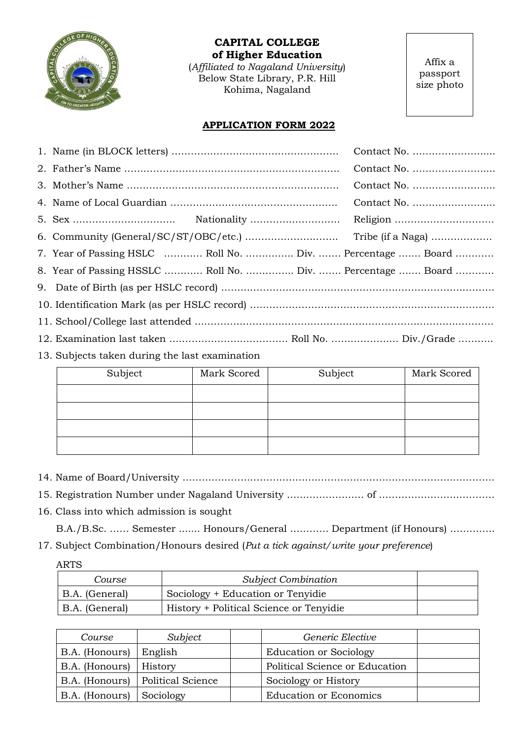# CAPITAL COLLEGE
## of Higher Education

(*Affiliated to Nagaland University*)
Below State Library, P.R. Hill
Kohima, Nagaland

Affix a passport size photo

### APPLICATION FORM 2022

1. Name (in BLOCK letters) ………………………………………………… Contact No. ……………………..
2. Father's Name ………………………………………………………… Contact No. ……………………..
3. Mother's Name ………………………………………………………… Contact No. ……………………..
4. Name of Local Guardian …………………………………………… Contact No. ……………………..
5. Sex ………………………… Nationality ……………………… Religion …………………………
6. Community (General/SC/ST/OBC/etc.) ……………………….. Tribe (if a Naga) ………………
7. Year of Passing HSLC ………… Roll No. …………… Div. ……. Percentage ……. Board …………
8. Year of Passing HSSLC ………… Roll No. …………… Div. ……. Percentage ……. Board …………
9. Date of Birth (as per HSLC record) ……………………………………………………………………
10. Identification Mark (as per HSLC record) ……………………………………………………………
11. School/College last attended ……………………………………………………………………………
12. Examination last taken ……………………………… Roll No. ………………… Div./Grade ……….
13. Subjects taken during the last examination

| Subject | Mark Scored | Subject | Mark Scored |
|---|---|---|---|
| | | | |
| | | | |
| | | | |
| | | | |

14. Name of Board/University ……………………………………………………………………………
15. Registration Number under Nagaland University …………………… of ………………………………
16. Class into which admission is sought

    B.A./B.Sc. …… Semester ……. Honours/General ………… Department (if Honours) ………….

17. Subject Combination/Honours desired (*Put a tick against/write your preference*)

ARTS

| *Course* | *Subject Combination* | |
|---|---|---|
| B.A. (General) | Sociology + Education or Tenyidie | |
| B.A. (General) | History + Political Science or Tenyidie | |

| *Course* | *Subject* | | *Generic Elective* | |
|---|---|---|---|---|
| B.A. (Honours) | English | | Education or Sociology | |
| B.A. (Honours) | History | | Political Science or Education | |
| B.A. (Honours) | Political Science | | Sociology or History | |
| B.A. (Honours) | Sociology | | Education or Economics | |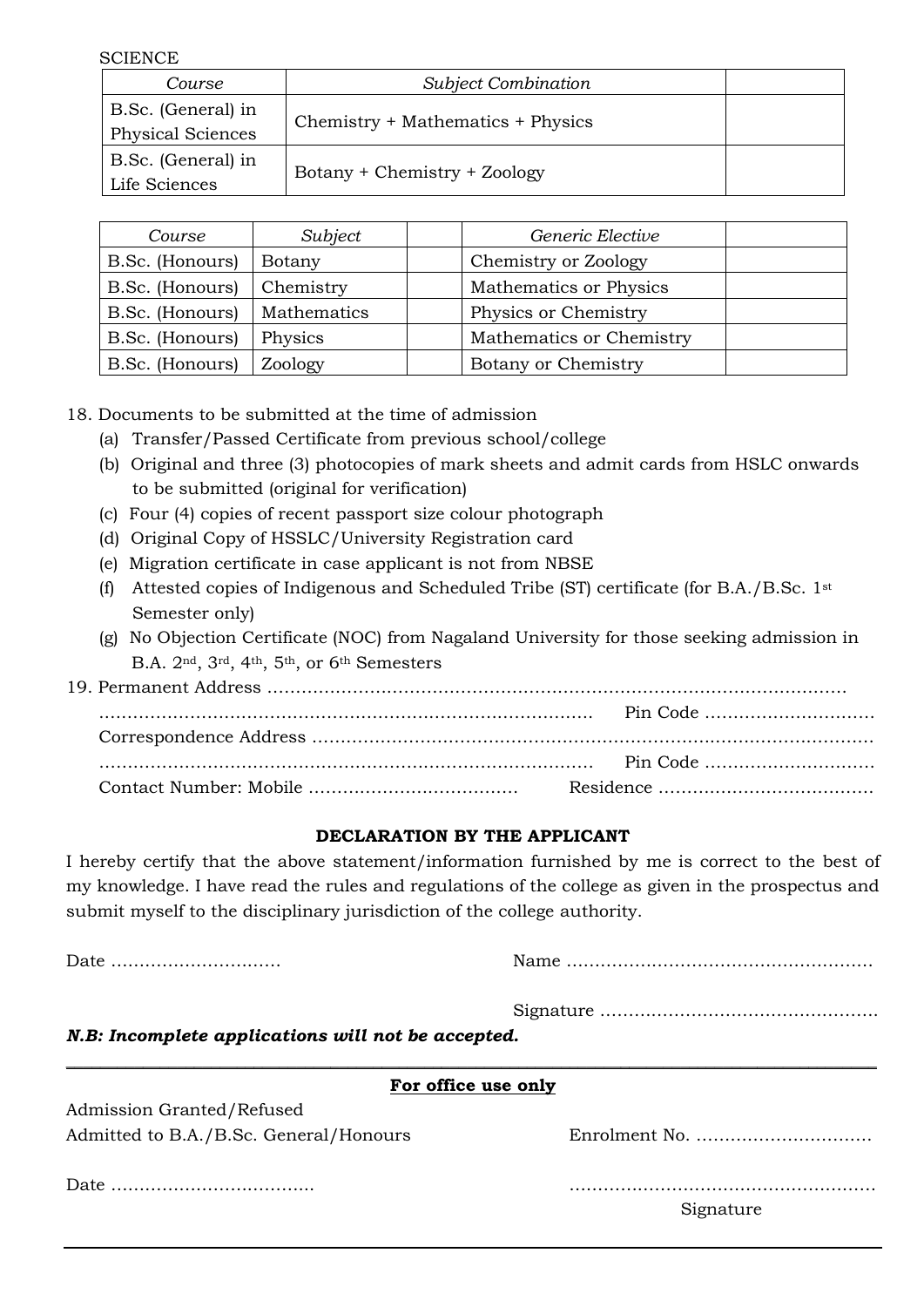SCIENCE

| *Course* | *Subject Combination* | |
|---|---|---|
| B.Sc. (General) in Physical Sciences | Chemistry + Mathematics + Physics | |
| B.Sc. (General) in Life Sciences | Botany + Chemistry + Zoology | |

| *Course* | *Subject* | | *Generic Elective* | |
|---|---|---|---|---|
| B.Sc. (Honours) | Botany | | Chemistry or Zoology | |
| B.Sc. (Honours) | Chemistry | | Mathematics or Physics | |
| B.Sc. (Honours) | Mathematics | | Physics or Chemistry | |
| B.Sc. (Honours) | Physics | | Mathematics or Chemistry | |
| B.Sc. (Honours) | Zoology | | Botany or Chemistry | |

18. Documents to be submitted at the time of admission
    - (a) Transfer/Passed Certificate from previous school/college
    - (b) Original and three (3) photocopies of mark sheets and admit cards from HSLC onwards to be submitted (original for verification)
    - (c) Four (4) copies of recent passport size colour photograph
    - (d) Original Copy of HSSLC/University Registration card
    - (e) Migration certificate in case applicant is not from NBSE
    - (f) Attested copies of Indigenous and Scheduled Tribe (ST) certificate (for B.A./B.Sc. 1st Semester only)
    - (g) No Objection Certificate (NOC) from Nagaland University for those seeking admission in B.A. 2nd, 3rd, 4th, 5th, or 6th Semesters
19. Permanent Address ..........................................................................................................

    ........................................................................................ Pin Code ..............................

    Correspondence Address ...................................................................................................

    ........................................................................................ Pin Code ..............................

    Contact Number: Mobile ..................................... Residence ......................................

**DECLARATION BY THE APPLICANT**

I hereby certify that the above statement/information furnished by me is correct to the best of my knowledge. I have read the rules and regulations of the college as given in the prospectus and submit myself to the disciplinary jurisdiction of the college authority.

Date ..............................

Name ......................................................

Signature .................................................

***N.B: Incomplete applications will not be accepted.***

---

**For office use only**

Admission Granted/Refused

Admitted to B.A./B.Sc. General/Honours

Enrolment No. ...............................

Date ....................................

......................................................

Signature